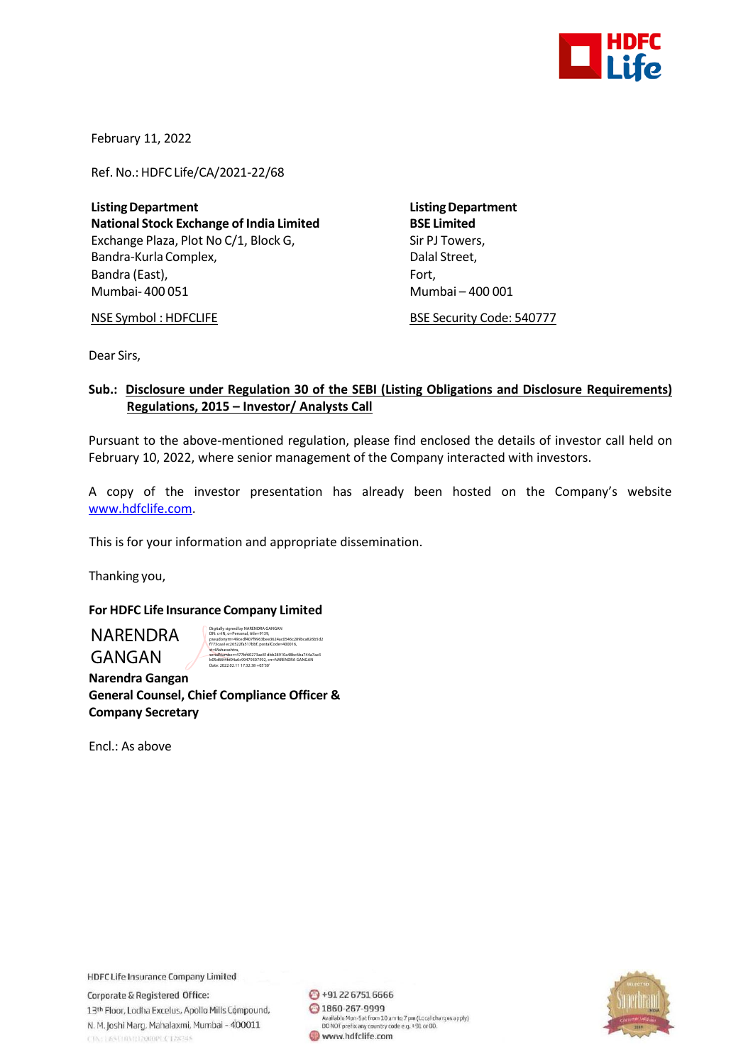February 11, 2022

Ref. No.: HDFC Life/CA/2021-22/68

**Listing Department**
**National Stock Exchange of India Limited**
Exchange Plaza, Plot No C/1, Block G,
Bandra-Kurla Complex,
Bandra (East),
Mumbai- 400 051

NSE Symbol : HDFCLIFE

**Listing Department**
**BSE Limited**
Sir PJ Towers,
Dalal Street,
Fort,
Mumbai – 400 001

BSE Security Code: 540777

Dear Sirs,

**Sub.: Disclosure under Regulation 30 of the SEBI (Listing Obligations and Disclosure Requirements) Regulations, 2015 – Investor/ Analysts Call**

Pursuant to the above-mentioned regulation, please find enclosed the details of investor call held on February 10, 2022, where senior management of the Company interacted with investors.

A copy of the investor presentation has already been hosted on the Company's website www.hdfclife.com.

This is for your information and appropriate dissemination.

Thanking you,

**For HDFC Life Insurance Company Limited**

NARENDRA GANGAN

Digitally signed by NARENDRA GANGAN
Date: 2022.02.11 17:32:38 +05'30'

**Narendra Gangan**
**General Counsel, Chief Compliance Officer & Company Secretary**

Encl.: As above

HDFC Life Insurance Company Limited

Corporate & Registered Office:
13th Floor, Lodha Excelus, Apollo Mills Compound,
N. M. Joshi Marg, Mahalaxmi, Mumbai - 400011

+91 22 6751 6666
1860-267-9999
Available Mon-Sat from 10 am to 7 pm (Local charges apply)
DO NOT prefix any country code e.g. +91 or 00.
www.hdfclife.com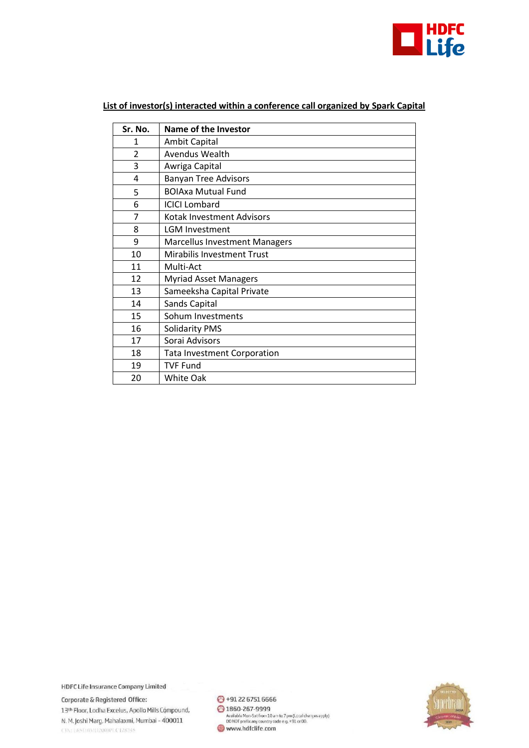**List of investor(s) interacted within a conference call organized by Spark Capital**

| Sr. No. | Name of the Investor |
|---|---|
| 1 | Ambit Capital |
| 2 | Avendus Wealth |
| 3 | Awriga Capital |
| 4 | Banyan Tree Advisors |
| 5 | BOIAxa Mutual Fund |
| 6 | ICICI Lombard |
| 7 | Kotak Investment Advisors |
| 8 | LGM Investment |
| 9 | Marcellus Investment Managers |
| 10 | Mirabilis Investment Trust |
| 11 | Multi-Act |
| 12 | Myriad Asset Managers |
| 13 | Sameeksha Capital Private |
| 14 | Sands Capital |
| 15 | Sohum Investments |
| 16 | Solidarity PMS |
| 17 | Sorai Advisors |
| 18 | Tata Investment Corporation |
| 19 | TVF Fund |
| 20 | White Oak |